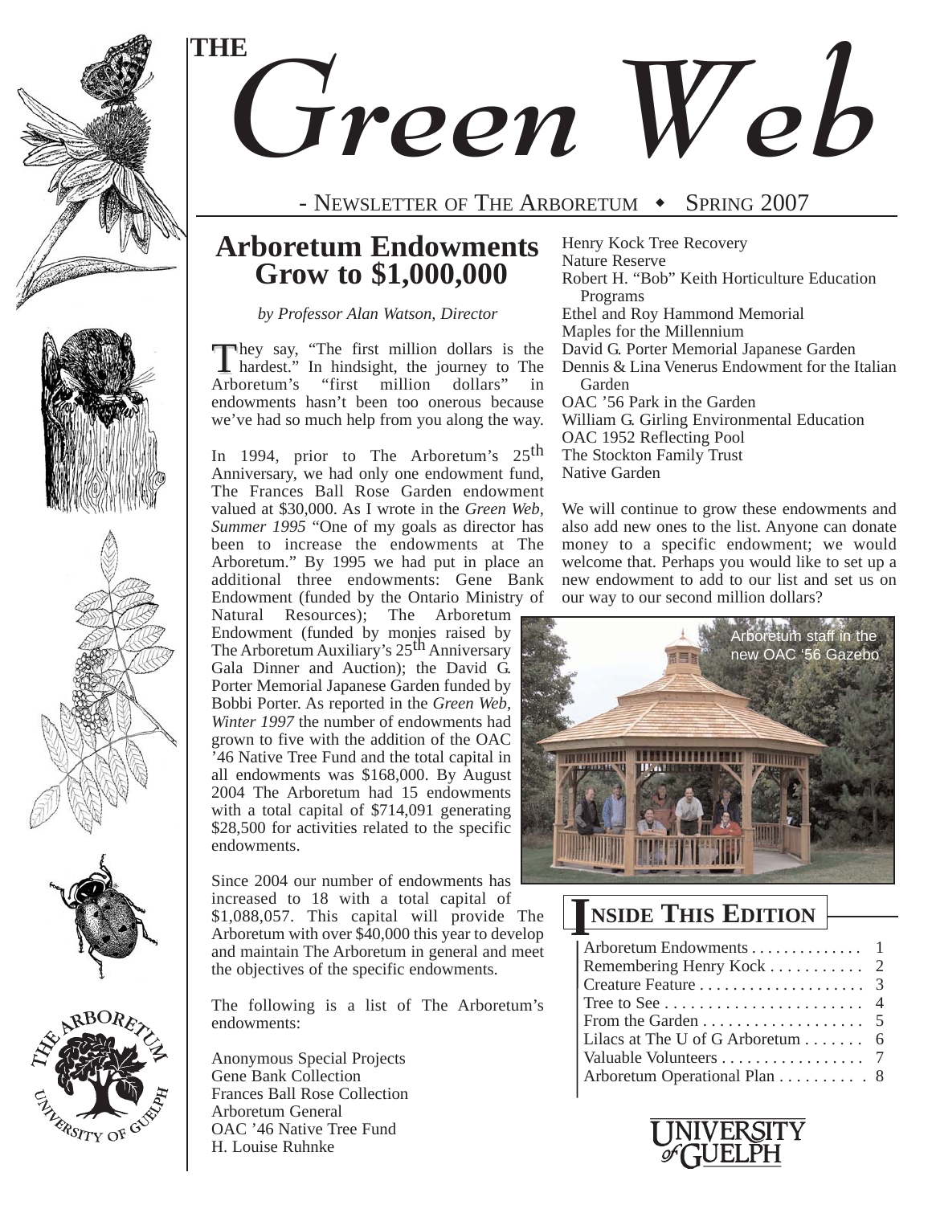# THE *Green Web*

- NEWSLETTER OF THE ARBORETUM ◆ SPRING 2007

## Arboretum Endowments Grow to $1,000,000

*by Professor Alan Watson, Director*

They say, "The first million dollars is the hardest." In hindsight, the journey to The Arboretum's "first million dollars" in endowments hasn't been too onerous because we've had so much help from you along the way.

In 1994, prior to The Arboretum's 25th Anniversary, we had only one endowment fund, The Frances Ball Rose Garden endowment valued at $30,000. As I wrote in the *Green Web, Summer 1995* "One of my goals as director has been to increase the endowments at The Arboretum." By 1995 we had put in place an additional three endowments: Gene Bank Endowment (funded by the Ontario Ministry of Natural Resources); The Arboretum Endowment (funded by monies raised by The Arboretum Auxiliary's 25th Anniversary Gala Dinner and Auction); the David G. Porter Memorial Japanese Garden funded by Bobbi Porter. As reported in the *Green Web, Winter 1997* the number of endowments had grown to five with the addition of the OAC '46 Native Tree Fund and the total capital in all endowments was $168,000. By August 2004 The Arboretum had 15 endowments with a total capital of $714,091 generating $28,500 for activities related to the specific endowments.

Since 2004 our number of endowments has increased to 18 with a total capital of $1,088,057. This capital will provide The Arboretum with over $40,000 this year to develop and maintain The Arboretum in general and meet the objectives of the specific endowments.

The following is a list of The Arboretum's endowments:

Anonymous Special Projects
Gene Bank Collection
Frances Ball Rose Collection
Arboretum General
OAC '46 Native Tree Fund
H. Louise Ruhnke
Henry Kock Tree Recovery
Nature Reserve
Robert H. "Bob" Keith Horticulture Education Programs
Ethel and Roy Hammond Memorial
Maples for the Millennium
David G. Porter Memorial Japanese Garden
Dennis & Lina Venerus Endowment for the Italian Garden
OAC '56 Park in the Garden
William G. Girling Environmental Education
OAC 1952 Reflecting Pool
The Stockton Family Trust
Native Garden

We will continue to grow these endowments and also add new ones to the list. Anyone can donate money to a specific endowment; we would welcome that. Perhaps you would like to set up a new endowment to add to our list and set us on our way to our second million dollars?

Arboretum staff in the new OAC '56 Gazebo

## INSIDE THIS EDITION

| | |
|---|---|
| Arboretum Endowments | 1 |
| Remembering Henry Kock | 2 |
| Creature Feature | 3 |
| Tree to See | 4 |
| From the Garden | 5 |
| Lilacs at The U of G Arboretum | 6 |
| Valuable Volunteers | 7 |
| Arboretum Operational Plan | 8 |

UNIVERSITY of GUELPH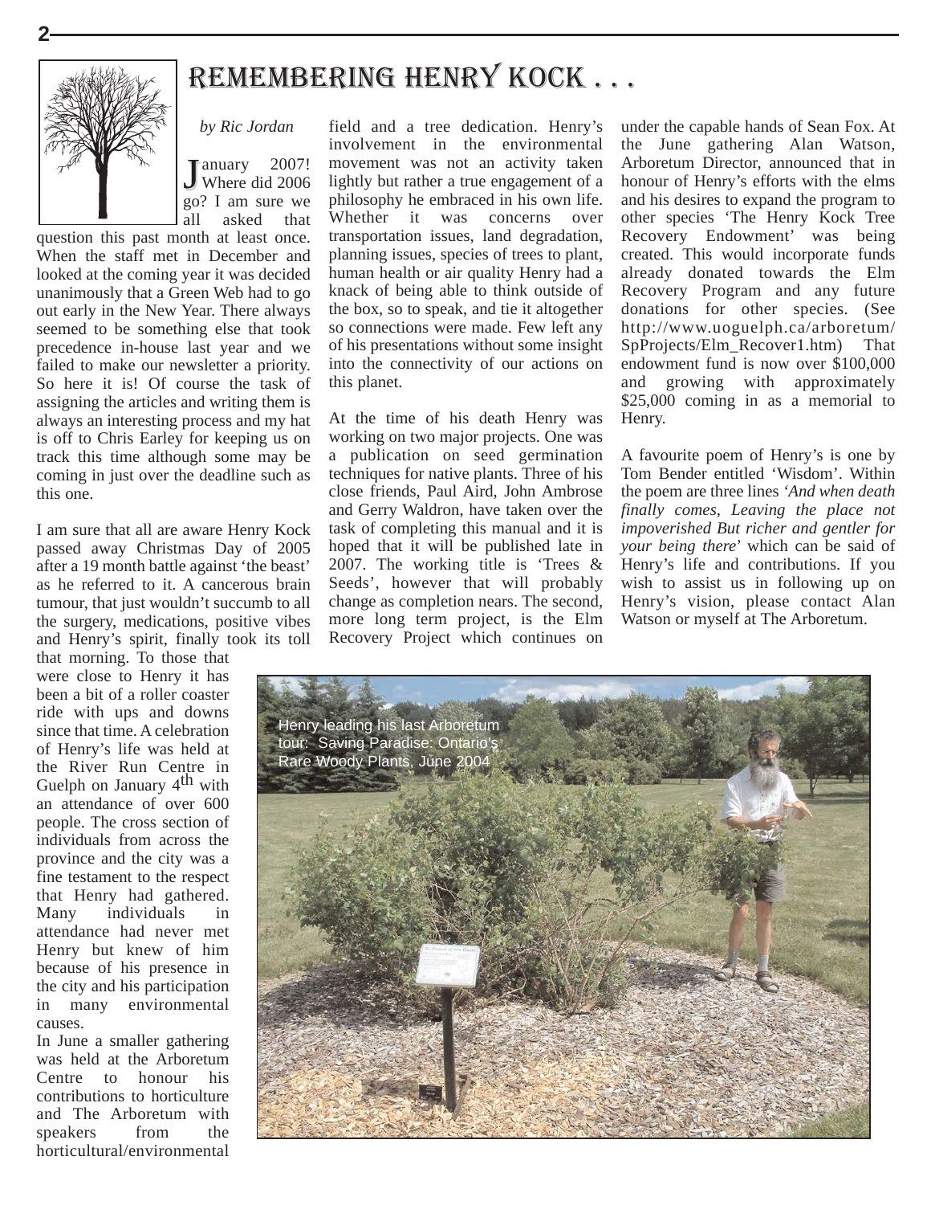# Remembering Henry Kock . . .

*by Ric Jordan*

January 2007! Where did 2006 go? I am sure we all asked that question this past month at least once. When the staff met in December and looked at the coming year it was decided unanimously that a Green Web had to go out early in the New Year. There always seemed to be something else that took precedence in-house last year and we failed to make our newsletter a priority. So here it is! Of course the task of assigning the articles and writing them is always an interesting process and my hat is off to Chris Earley for keeping us on track this time although some may be coming in just over the deadline such as this one.

I am sure that all are aware Henry Kock passed away Christmas Day of 2005 after a 19 month battle against 'the beast' as he referred to it. A cancerous brain tumour, that just wouldn't succumb to all the surgery, medications, positive vibes and Henry's spirit, finally took its toll that morning. To those that were close to Henry it has been a bit of a roller coaster ride with ups and downs since that time. A celebration of Henry's life was held at the River Run Centre in Guelph on January 4th with an attendance of over 600 people. The cross section of individuals from across the province and the city was a fine testament to the respect that Henry had gathered. Many individuals in attendance had never met Henry but knew of him because of his presence in the city and his participation in many environmental causes.

In June a smaller gathering was held at the Arboretum Centre to honour his contributions to horticulture and The Arboretum with speakers from the horticultural/environmental field and a tree dedication. Henry's involvement in the environmental movement was not an activity taken lightly but rather a true engagement of a philosophy he embraced in his own life. Whether it was concerns over transportation issues, land degradation, planning issues, species of trees to plant, human health or air quality Henry had a knack of being able to think outside of the box, so to speak, and tie it altogether so connections were made. Few left any of his presentations without some insight into the connectivity of our actions on this planet.

At the time of his death Henry was working on two major projects. One was a publication on seed germination techniques for native plants. Three of his close friends, Paul Aird, John Ambrose and Gerry Waldron, have taken over the task of completing this manual and it is hoped that it will be published late in 2007. The working title is 'Trees & Seeds', however that will probably change as completion nears. The second, more long term project, is the Elm Recovery Project which continues on under the capable hands of Sean Fox. At the June gathering Alan Watson, Arboretum Director, announced that in honour of Henry's efforts with the elms and his desires to expand the program to other species 'The Henry Kock Tree Recovery Endowment' was being created. This would incorporate funds already donated towards the Elm Recovery Program and any future donations for other species. (See http://www.uoguelph.ca/arboretum/SpProjects/Elm_Recover1.htm) That endowment fund is now over $100,000 and growing with approximately $25,000 coming in as a memorial to Henry.

A favourite poem of Henry's is one by Tom Bender entitled 'Wisdom'. Within the poem are three lines *'And when death finally comes, Leaving the place not impoverished But richer and gentler for your being there'* which can be said of Henry's life and contributions. If you wish to assist us in following up on Henry's vision, please contact Alan Watson or myself at The Arboretum.

Henry leading his last Arboretum tour: Saving Paradise: Ontario's Rare Woody Plants, June 2004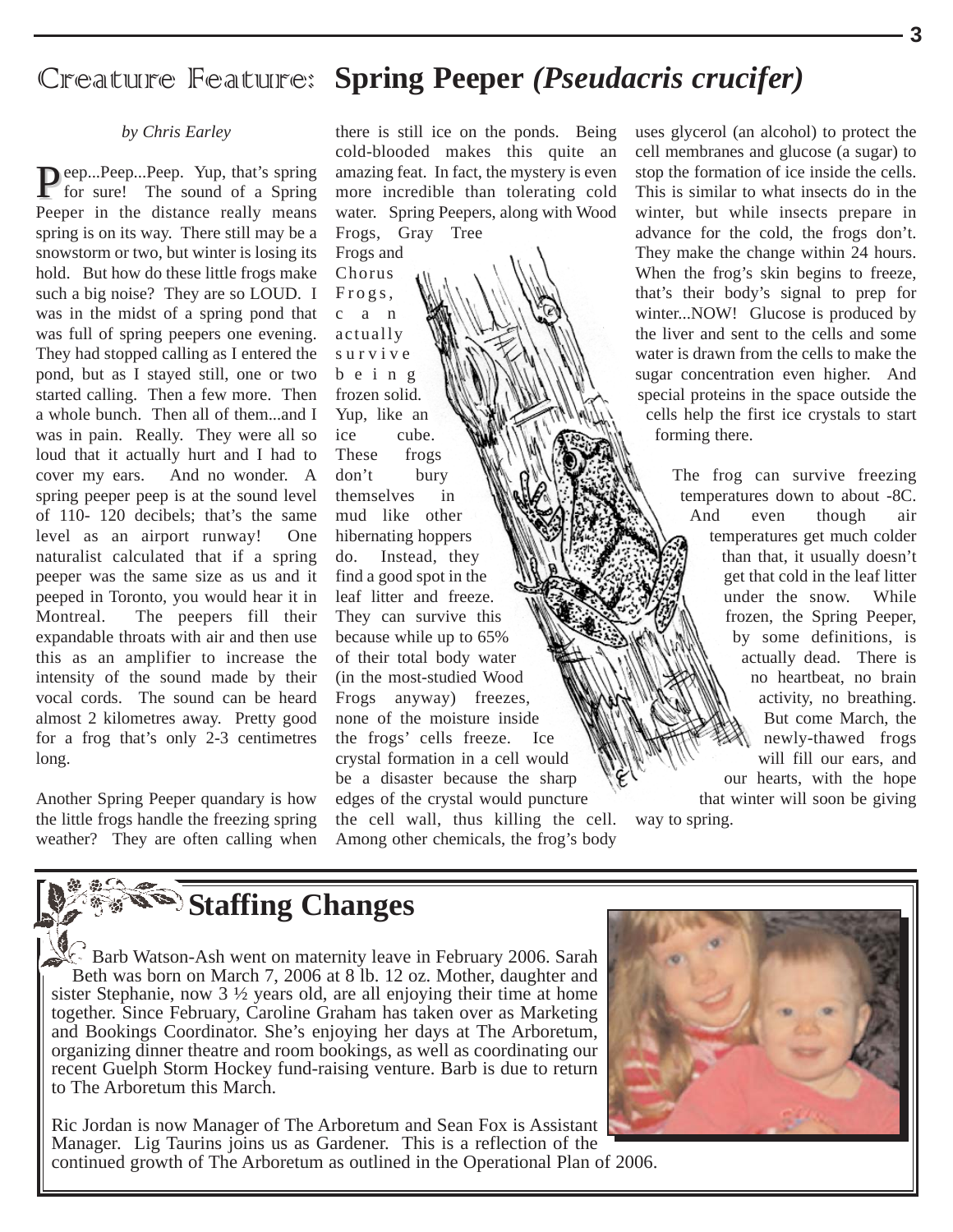# Creature Feature: Spring Peeper *(Pseudacris crucifer)*

*by Chris Earley*

Peep...Peep...Peep. Yup, that's spring for sure! The sound of a Spring Peeper in the distance really means spring is on its way. There still may be a snowstorm or two, but winter is losing its hold. But how do these little frogs make such a big noise? They are so LOUD. I was in the midst of a spring pond that was full of spring peepers one evening. They had stopped calling as I entered the pond, but as I stayed still, one or two started calling. Then a few more. Then a whole bunch. Then all of them...and I was in pain. Really. They were all so loud that it actually hurt and I had to cover my ears. And no wonder. A spring peeper peep is at the sound level of 110- 120 decibels; that's the same level as an airport runway! One naturalist calculated that if a spring peeper was the same size as us and it peeped in Toronto, you would hear it in Montreal. The peepers fill their expandable throats with air and then use this as an amplifier to increase the intensity of the sound made by their vocal cords. The sound can be heard almost 2 kilometres away. Pretty good for a frog that's only 2-3 centimetres long.

Another Spring Peeper quandary is how the little frogs handle the freezing spring weather? They are often calling when there is still ice on the ponds. Being cold-blooded makes this quite an amazing feat. In fact, the mystery is even more incredible than tolerating cold water. Spring Peepers, along with Wood Frogs, Gray Tree Frogs and Chorus Frogs, can actually survive being frozen solid. Yup, like an ice cube. These frogs don't bury themselves in mud like other hibernating hoppers do. Instead, they find a good spot in the leaf litter and freeze. They can survive this because while up to 65% of their total body water (in the most-studied Wood Frogs anyway) freezes, none of the moisture inside the frogs' cells freeze. Ice crystal formation in a cell would be a disaster because the sharp edges of the crystal would puncture the cell wall, thus killing the cell. Among other chemicals, the frog's body uses glycerol (an alcohol) to protect the cell membranes and glucose (a sugar) to stop the formation of ice inside the cells. This is similar to what insects do in the winter, but while insects prepare in advance for the cold, the frogs don't. They make the change within 24 hours. When the frog's skin begins to freeze, that's their body's signal to prep for winter...NOW! Glucose is produced by the liver and sent to the cells and some water is drawn from the cells to make the sugar concentration even higher. And special proteins in the space outside the cells help the first ice crystals to start forming there.

The frog can survive freezing temperatures down to about -8C. And even though air temperatures get much colder than that, it usually doesn't get that cold in the leaf litter under the snow. While frozen, the Spring Peeper, by some definitions, is actually dead. There is no heartbeat, no brain activity, no breathing. But come March, the newly-thawed frogs will fill our ears, and our hearts, with the hope that winter will soon be giving way to spring.

## Staffing Changes

Barb Watson-Ash went on maternity leave in February 2006. Sarah Beth was born on March 7, 2006 at 8 lb. 12 oz. Mother, daughter and sister Stephanie, now 3 ½ years old, are all enjoying their time at home together. Since February, Caroline Graham has taken over as Marketing and Bookings Coordinator. She's enjoying her days at The Arboretum, organizing dinner theatre and room bookings, as well as coordinating our recent Guelph Storm Hockey fund-raising venture. Barb is due to return to The Arboretum this March.

Ric Jordan is now Manager of The Arboretum and Sean Fox is Assistant Manager. Lig Taurins joins us as Gardener. This is a reflection of the continued growth of The Arboretum as outlined in the Operational Plan of 2006.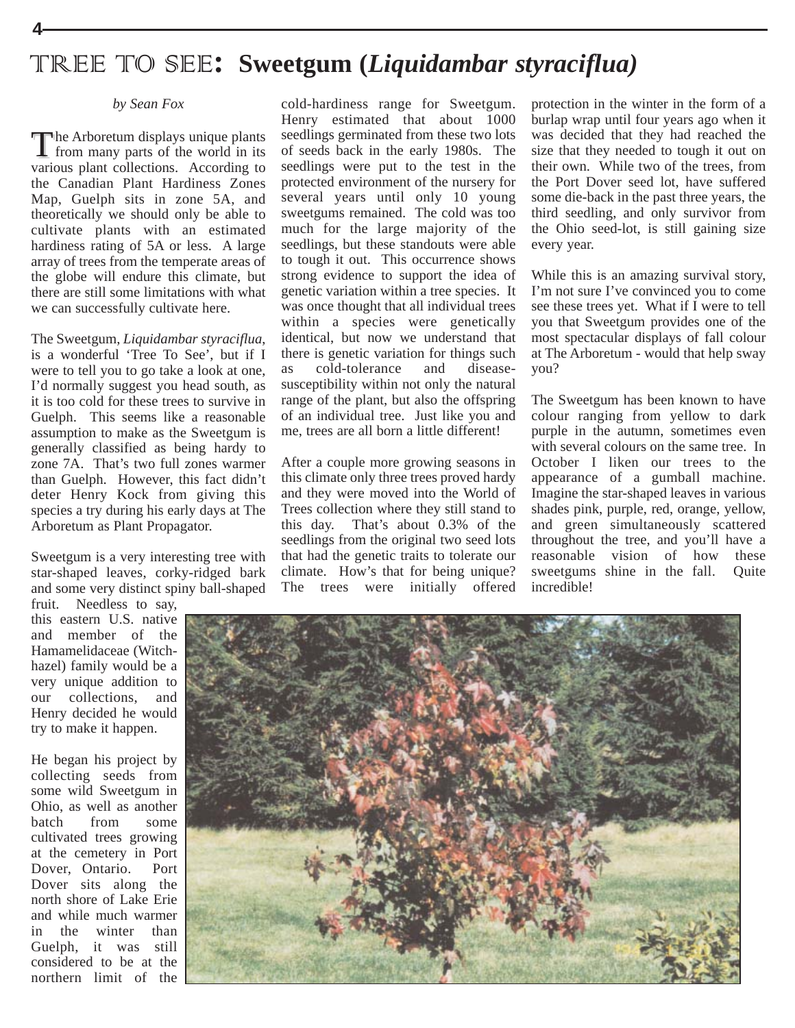# TREE TO SEE: Sweetgum (*Liquidambar styraciflua)*

*by Sean Fox*

The Arboretum displays unique plants from many parts of the world in its various plant collections. According to the Canadian Plant Hardiness Zones Map, Guelph sits in zone 5A, and theoretically we should only be able to cultivate plants with an estimated hardiness rating of 5A or less. A large array of trees from the temperate areas of the globe will endure this climate, but there are still some limitations with what we can successfully cultivate here.

The Sweetgum, *Liquidambar styraciflua*, is a wonderful 'Tree To See', but if I were to tell you to go take a look at one, I'd normally suggest you head south, as it is too cold for these trees to survive in Guelph. This seems like a reasonable assumption to make as the Sweetgum is generally classified as being hardy to zone 7A. That's two full zones warmer than Guelph. However, this fact didn't deter Henry Kock from giving this species a try during his early days at The Arboretum as Plant Propagator.

Sweetgum is a very interesting tree with star-shaped leaves, corky-ridged bark and some very distinct spiny ball-shaped fruit. Needless to say, this eastern U.S. native and member of the Hamamelidaceae (Witch-hazel) family would be a very unique addition to our collections, and Henry decided he would try to make it happen.

He began his project by collecting seeds from some wild Sweetgum in Ohio, as well as another batch from some cultivated trees growing at the cemetery in Port Dover, Ontario. Port Dover sits along the north shore of Lake Erie and while much warmer in the winter than Guelph, it was still considered to be at the northern limit of the cold-hardiness range for Sweetgum. Henry estimated that about 1000 seedlings germinated from these two lots of seeds back in the early 1980s. The seedlings were put to the test in the protected environment of the nursery for several years until only 10 young sweetgums remained. The cold was too much for the large majority of the seedlings, but these standouts were able to tough it out. This occurrence shows strong evidence to support the idea of genetic variation within a tree species. It was once thought that all individual trees within a species were genetically identical, but now we understand that there is genetic variation for things such as cold-tolerance and disease-susceptibility within not only the natural range of the plant, but also the offspring of an individual tree. Just like you and me, trees are all born a little different!

After a couple more growing seasons in this climate only three trees proved hardy and they were moved into the World of Trees collection where they still stand to this day. That's about 0.3% of the seedlings from the original two seed lots that had the genetic traits to tolerate our climate. How's that for being unique? The trees were initially offered protection in the winter in the form of a burlap wrap until four years ago when it was decided that they had reached the size that they needed to tough it out on their own. While two of the trees, from the Port Dover seed lot, have suffered some die-back in the past three years, the third seedling, and only survivor from the Ohio seed-lot, is still gaining size every year.

While this is an amazing survival story, I'm not sure I've convinced you to come see these trees yet. What if I were to tell you that Sweetgum provides one of the most spectacular displays of fall colour at The Arboretum - would that help sway you?

The Sweetgum has been known to have colour ranging from yellow to dark purple in the autumn, sometimes even with several colours on the same tree. In October I liken our trees to the appearance of a gumball machine. Imagine the star-shaped leaves in various shades pink, purple, red, orange, yellow, and green simultaneously scattered throughout the tree, and you'll have a reasonable vision of how these sweetgums shine in the fall. Quite incredible!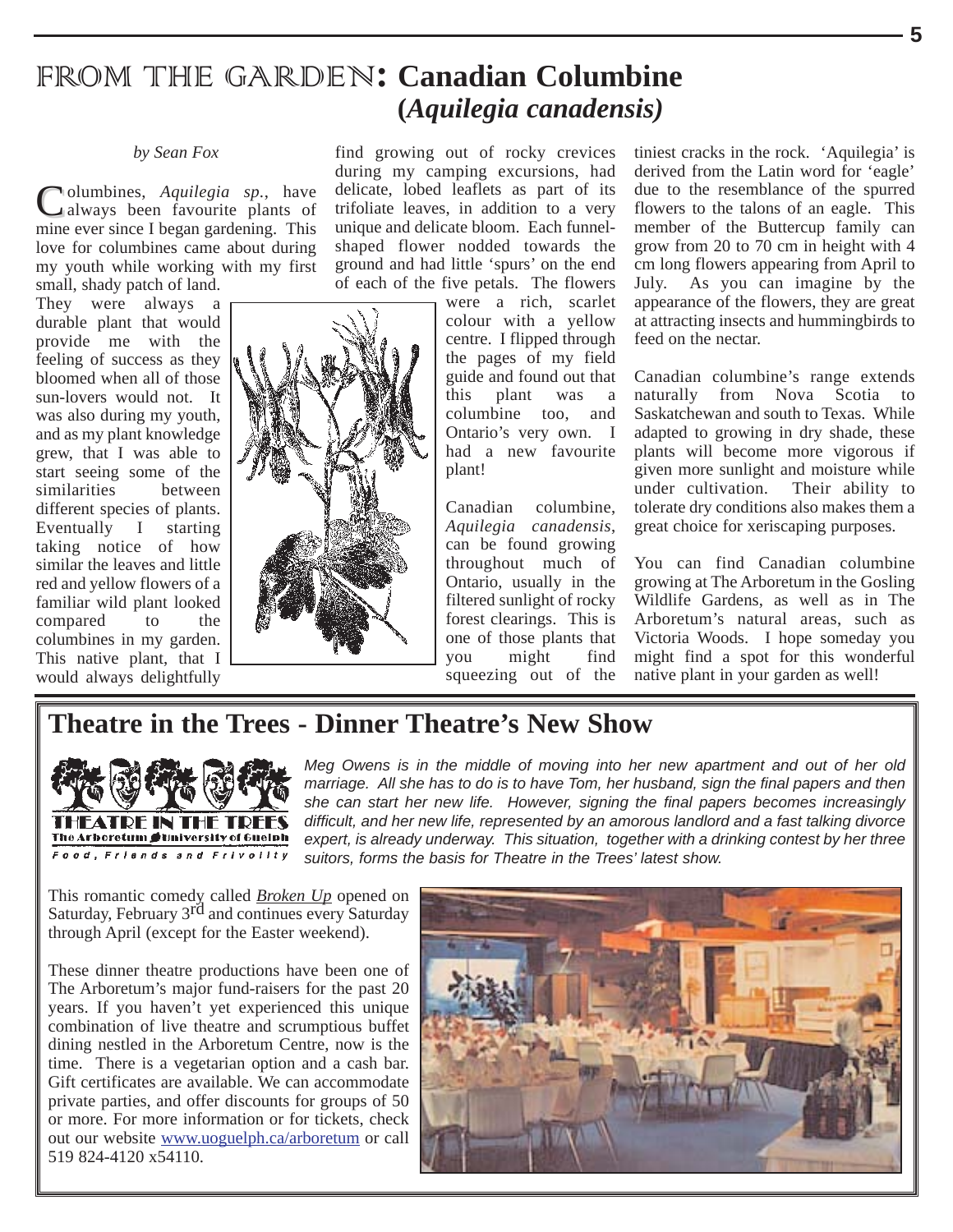# FROM THE GARDEN: Canadian Columbine (*Aquilegia canadensis*)

*by Sean Fox*

Columbines, *Aquilegia sp.*, have always been favourite plants of mine ever since I began gardening. This love for columbines came about during my youth while working with my first small, shady patch of land. They were always a durable plant that would provide me with the feeling of success as they bloomed when all of those sun-lovers would not. It was also during my youth, and as my plant knowledge grew, that I was able to start seeing some of the similarities between different species of plants. Eventually I starting taking notice of how similar the leaves and little red and yellow flowers of a familiar wild plant looked compared to the columbines in my garden. This native plant, that I would always delightfully find growing out of rocky crevices during my camping excursions, had delicate, lobed leaflets as part of its trifoliate leaves, in addition to a very unique and delicate bloom. Each funnel-shaped flower nodded towards the ground and had little 'spurs' on the end of each of the five petals. The flowers were a rich, scarlet colour with a yellow centre. I flipped through the pages of my field guide and found out that this plant was a columbine too, and Ontario's very own. I had a new favourite plant!

Canadian columbine, *Aquilegia canadensis*, can be found growing throughout much of Ontario, usually in the filtered sunlight of rocky forest clearings. This is one of those plants that you might find squeezing out of the tiniest cracks in the rock. 'Aquilegia' is derived from the Latin word for 'eagle' due to the resemblance of the spurred flowers to the talons of an eagle. This member of the Buttercup family can grow from 20 to 70 cm in height with 4 cm long flowers appearing from April to July. As you can imagine by the appearance of the flowers, they are great at attracting insects and hummingbirds to feed on the nectar.

Canadian columbine's range extends naturally from Nova Scotia to Saskatchewan and south to Texas. While adapted to growing in dry shade, these plants will become more vigorous if given more sunlight and moisture while under cultivation. Their ability to tolerate dry conditions also makes them a great choice for xeriscaping purposes.

You can find Canadian columbine growing at The Arboretum in the Gosling Wildlife Gardens, as well as in The Arboretum's natural areas, such as Victoria Woods. I hope someday you might find a spot for this wonderful native plant in your garden as well!

## Theatre in the Trees - Dinner Theatre's New Show

THEATRE IN THE TREES
The Arboretum University of Guelph
Food, Friends and Frivolity

*Meg Owens is in the middle of moving into her new apartment and out of her old marriage. All she has to do is to have Tom, her husband, sign the final papers and then she can start her new life. However, signing the final papers becomes increasingly difficult, and her new life, represented by an amorous landlord and a fast talking divorce expert, is already underway. This situation, together with a drinking contest by her three suitors, forms the basis for Theatre in the Trees' latest show.*

This romantic comedy called *Broken Up* opened on Saturday, February 3rd and continues every Saturday through April (except for the Easter weekend).

These dinner theatre productions have been one of The Arboretum's major fund-raisers for the past 20 years. If you haven't yet experienced this unique combination of live theatre and scrumptious buffet dining nestled in the Arboretum Centre, now is the time. There is a vegetarian option and a cash bar. Gift certificates are available. We can accommodate private parties, and offer discounts for groups of 50 or more. For more information or for tickets, check out our website www.uoguelph.ca/arboretum or call 519 824-4120 x54110.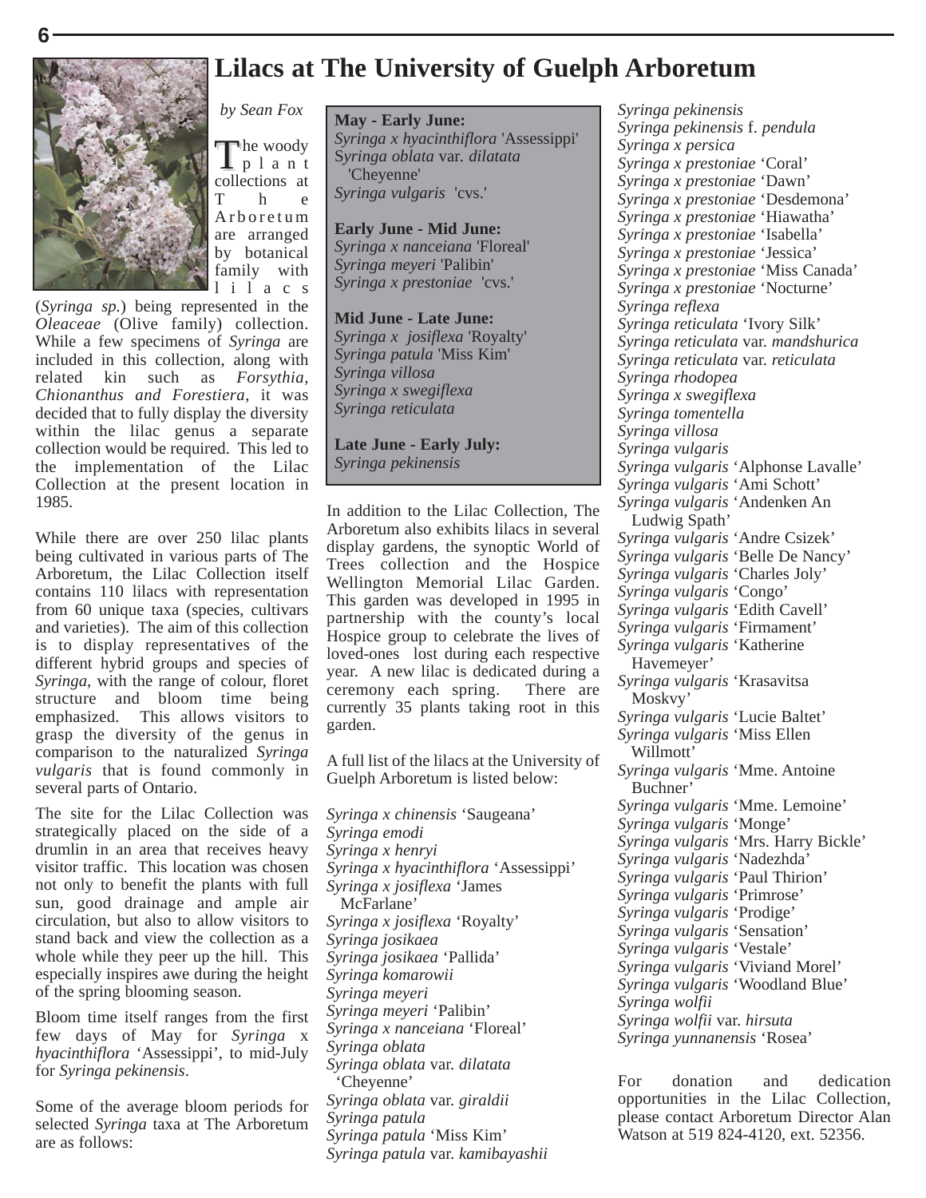# Lilacs at The University of Guelph Arboretum

*by Sean Fox*

The woody plant collections at The Arboretum are arranged by botanical family with lilacs (*Syringa sp.*) being represented in the *Oleaceae* (Olive family) collection. While a few specimens of *Syringa* are included in this collection, along with related kin such as *Forsythia, Chionanthus and Forestiera*, it was decided that to fully display the diversity within the lilac genus a separate collection would be required. This led to the implementation of the Lilac Collection at the present location in 1985.

While there are over 250 lilac plants being cultivated in various parts of The Arboretum, the Lilac Collection itself contains 110 lilacs with representation from 60 unique taxa (species, cultivars and varieties). The aim of this collection is to display representatives of the different hybrid groups and species of *Syringa*, with the range of colour, floret structure and bloom time being emphasized. This allows visitors to grasp the diversity of the genus in comparison to the naturalized *Syringa vulgaris* that is found commonly in several parts of Ontario.

The site for the Lilac Collection was strategically placed on the side of a drumlin in an area that receives heavy visitor traffic. This location was chosen not only to benefit the plants with full sun, good drainage and ample air circulation, but also to allow visitors to stand back and view the collection as a whole while they peer up the hill. This especially inspires awe during the height of the spring blooming season.

Bloom time itself ranges from the first few days of May for *Syringa x hyacinthiflora* 'Assessippi', to mid-July for *Syringa pekinensis*.

Some of the average bloom periods for selected *Syringa* taxa at The Arboretum are as follows:

**May - Early June:**
*Syringa x hyacinthiflora* 'Assessippi'
*Syringa oblata* var. *dilatata* 'Cheyenne'
*Syringa vulgaris* 'cvs.'

**Early June - Mid June:**
*Syringa x nanceiana* 'Floreal'
*Syringa meyeri* 'Palibin'
*Syringa x prestoniae* 'cvs.'

**Mid June - Late June:**
*Syringa x josiflexa* 'Royalty'
*Syringa patula* 'Miss Kim'
*Syringa villosa*
*Syringa x swegiflexa*
*Syringa reticulata*

**Late June - Early July:**
*Syringa pekinensis*

In addition to the Lilac Collection, The Arboretum also exhibits lilacs in several display gardens, the synoptic World of Trees collection and the Hospice Wellington Memorial Lilac Garden. This garden was developed in 1995 in partnership with the county's local Hospice group to celebrate the lives of loved-ones lost during each respective year. A new lilac is dedicated during a ceremony each spring. There are currently 35 plants taking root in this garden.

A full list of the lilacs at the University of Guelph Arboretum is listed below:

*Syringa x chinensis* 'Saugeana'
*Syringa emodi*
*Syringa x henryi*
*Syringa x hyacinthiflora* 'Assessippi'
*Syringa x josiflexa* 'James McFarlane'
*Syringa x josiflexa* 'Royalty'
*Syringa josikaea*
*Syringa josikaea* 'Pallida'
*Syringa komarowii*
*Syringa meyeri*
*Syringa meyeri* 'Palibin'
*Syringa x nanceiana* 'Floreal'
*Syringa oblata*
*Syringa oblata* var. *dilatata* 'Cheyenne'
*Syringa oblata* var. *giraldii*
*Syringa patula*
*Syringa patula* 'Miss Kim'
*Syringa patula* var. *kamibayashii*
*Syringa pekinensis*
*Syringa pekinensis* f. *pendula*
*Syringa x persica*
*Syringa x prestoniae* 'Coral'
*Syringa x prestoniae* 'Dawn'
*Syringa x prestoniae* 'Desdemona'
*Syringa x prestoniae* 'Hiawatha'
*Syringa x prestoniae* 'Isabella'
*Syringa x prestoniae* 'Jessica'
*Syringa x prestoniae* 'Miss Canada'
*Syringa x prestoniae* 'Nocturne'
*Syringa reflexa*
*Syringa reticulata* 'Ivory Silk'
*Syringa reticulata* var. *mandshurica*
*Syringa reticulata* var. *reticulata*
*Syringa rhodopea*
*Syringa x swegiflexa*
*Syringa tomentella*
*Syringa villosa*
*Syringa vulgaris*
*Syringa vulgaris* 'Alphonse Lavalle'
*Syringa vulgaris* 'Ami Schott'
*Syringa vulgaris* 'Andenken An Ludwig Spath'
*Syringa vulgaris* 'Andre Csizek'
*Syringa vulgaris* 'Belle De Nancy'
*Syringa vulgaris* 'Charles Joly'
*Syringa vulgaris* 'Congo'
*Syringa vulgaris* 'Edith Cavell'
*Syringa vulgaris* 'Firmament'
*Syringa vulgaris* 'Katherine Havemeyer'
*Syringa vulgaris* 'Krasavitsa Moskvy'
*Syringa vulgaris* 'Lucie Baltet'
*Syringa vulgaris* 'Miss Ellen Willmott'
*Syringa vulgaris* 'Mme. Antoine Buchner'
*Syringa vulgaris* 'Mme. Lemoine'
*Syringa vulgaris* 'Monge'
*Syringa vulgaris* 'Mrs. Harry Bickle'
*Syringa vulgaris* 'Nadezhda'
*Syringa vulgaris* 'Paul Thirion'
*Syringa vulgaris* 'Primrose'
*Syringa vulgaris* 'Prodige'
*Syringa vulgaris* 'Sensation'
*Syringa vulgaris* 'Vestale'
*Syringa vulgaris* 'Viviand Morel'
*Syringa vulgaris* 'Woodland Blue'
*Syringa wolfii*
*Syringa wolfii* var. *hirsuta*
*Syringa yunnanensis* 'Rosea'

For donation and dedication opportunities in the Lilac Collection, please contact Arboretum Director Alan Watson at 519 824-4120, ext. 52356.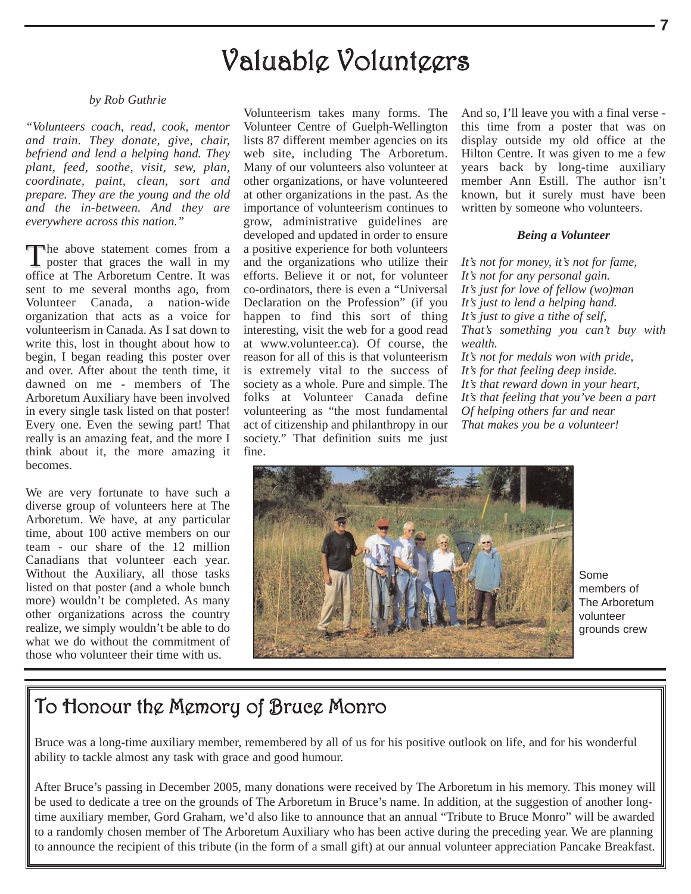# Valuable Volunteers

*by Rob Guthrie*

*"Volunteers coach, read, cook, mentor and train. They donate, give, chair, befriend and lend a helping hand. They plant, feed, soothe, visit, sew, plan, coordinate, paint, clean, sort and prepare. They are the young and the old and the in-between. And they are everywhere across this nation."*

The above statement comes from a poster that graces the wall in my office at The Arboretum Centre. It was sent to me several months ago, from Volunteer Canada, a nation-wide organization that acts as a voice for volunteerism in Canada. As I sat down to write this, lost in thought about how to begin, I began reading this poster over and over. After about the tenth time, it dawned on me - members of The Arboretum Auxiliary have been involved in every single task listed on that poster! Every one. Even the sewing part! That really is an amazing feat, and the more I think about it, the more amazing it becomes.

We are very fortunate to have such a diverse group of volunteers here at The Arboretum. We have, at any particular time, about 100 active members on our team - our share of the 12 million Canadians that volunteer each year. Without the Auxiliary, all those tasks listed on that poster (and a whole bunch more) wouldn't be completed. As many other organizations across the country realize, we simply wouldn't be able to do what we do without the commitment of those who volunteer their time with us.

Volunteerism takes many forms. The Volunteer Centre of Guelph-Wellington lists 87 different member agencies on its web site, including The Arboretum. Many of our volunteers also volunteer at other organizations, or have volunteered at other organizations in the past. As the importance of volunteerism continues to grow, administrative guidelines are developed and updated in order to ensure a positive experience for both volunteers and the organizations who utilize their efforts. Believe it or not, for volunteer co-ordinators, there is even a "Universal Declaration on the Profession" (if you happen to find this sort of thing interesting, visit the web for a good read at www.volunteer.ca). Of course, the reason for all of this is that volunteerism is extremely vital to the success of society as a whole. Pure and simple. The folks at Volunteer Canada define volunteering as "the most fundamental act of citizenship and philanthropy in our society." That definition suits me just fine.

And so, I'll leave you with a final verse - this time from a poster that was on display outside my old office at the Hilton Centre. It was given to me a few years back by long-time auxiliary member Ann Estill. The author isn't known, but it surely must have been written by someone who volunteers.

***Being a Volunteer***

*It's not for money, it's not for fame,*
*It's not for any personal gain.*
*It's just for love of fellow (wo)man*
*It's just to lend a helping hand.*
*It's just to give a tithe of self,*
*That's something you can't buy with wealth.*
*It's not for medals won with pride,*
*It's for that feeling deep inside.*
*It's that reward down in your heart,*
*It's that feeling that you've been a part*
*Of helping others far and near*
*That makes you be a volunteer!*

Some members of The Arboretum volunteer grounds crew

## To Honour the Memory of Bruce Monro

Bruce was a long-time auxiliary member, remembered by all of us for his positive outlook on life, and for his wonderful ability to tackle almost any task with grace and good humour.

After Bruce's passing in December 2005, many donations were received by The Arboretum in his memory. This money will be used to dedicate a tree on the grounds of The Arboretum in Bruce's name. In addition, at the suggestion of another long-time auxiliary member, Gord Graham, we'd also like to announce that an annual "Tribute to Bruce Monro" will be awarded to a randomly chosen member of The Arboretum Auxiliary who has been active during the preceding year. We are planning to announce the recipient of this tribute (in the form of a small gift) at our annual volunteer appreciation Pancake Breakfast.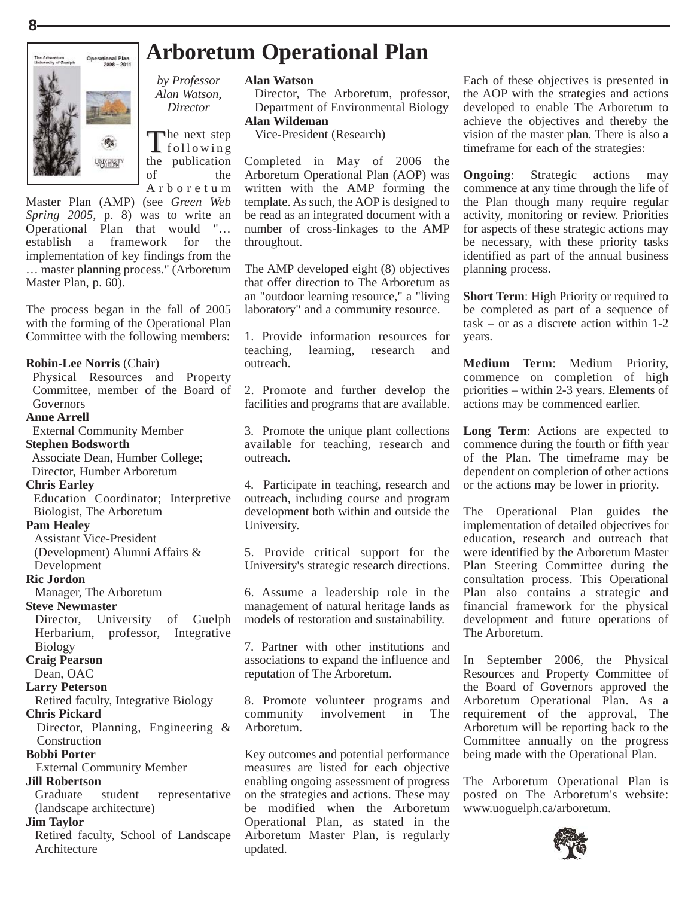# Arboretum Operational Plan

*by Professor Alan Watson, Director*

The next step following the publication of the Arboretum Master Plan (AMP) (see *Green Web Spring 2005*, p. 8) was to write an Operational Plan that would "… establish a framework for the implementation of key findings from the … master planning process." (Arboretum Master Plan, p. 60).

The process began in the fall of 2005 with the forming of the Operational Plan Committee with the following members:

**Robin-Lee Norris** (Chair)
Physical Resources and Property Committee, member of the Board of Governors
**Anne Arrell**
External Community Member
**Stephen Bodsworth**
Associate Dean, Humber College; Director, Humber Arboretum
**Chris Earley**
Education Coordinator; Interpretive Biologist, The Arboretum
**Pam Healey**
Assistant Vice-President (Development) Alumni Affairs & Development
**Ric Jordon**
Manager, The Arboretum
**Steve Newmaster**
Director, University of Guelph Herbarium, professor, Integrative Biology
**Craig Pearson**
Dean, OAC
**Larry Peterson**
Retired faculty, Integrative Biology
**Chris Pickard**
Director, Planning, Engineering & Construction
**Bobbi Porter**
External Community Member
**Jill Robertson**
Graduate student representative (landscape architecture)
**Jim Taylor**
Retired faculty, School of Landscape Architecture
**Alan Watson**
Director, The Arboretum, professor, Department of Environmental Biology
**Alan Wildeman**
Vice-President (Research)

Completed in May of 2006 the Arboretum Operational Plan (AOP) was written with the AMP forming the template. As such, the AOP is designed to be read as an integrated document with a number of cross-linkages to the AMP throughout.

The AMP developed eight (8) objectives that offer direction to The Arboretum as an "outdoor learning resource," a "living laboratory" and a community resource.

1. Provide information resources for teaching, learning, research and outreach.

2. Promote and further develop the facilities and programs that are available.

3. Promote the unique plant collections available for teaching, research and outreach.

4. Participate in teaching, research and outreach, including course and program development both within and outside the University.

5. Provide critical support for the University's strategic research directions.

6. Assume a leadership role in the management of natural heritage lands as models of restoration and sustainability.

7. Partner with other institutions and associations to expand the influence and reputation of The Arboretum.

8. Promote volunteer programs and community involvement in The Arboretum.

Key outcomes and potential performance measures are listed for each objective enabling ongoing assessment of progress on the strategies and actions. These may be modified when the Arboretum Operational Plan, as stated in the Arboretum Master Plan, is regularly updated.

Each of these objectives is presented in the AOP with the strategies and actions developed to enable The Arboretum to achieve the objectives and thereby the vision of the master plan. There is also a timeframe for each of the strategies:

**Ongoing**: Strategic actions may commence at any time through the life of the Plan though many require regular activity, monitoring or review. Priorities for aspects of these strategic actions may be necessary, with these priority tasks identified as part of the annual business planning process.

**Short Term**: High Priority or required to be completed as part of a sequence of task – or as a discrete action within 1-2 years.

**Medium Term**: Medium Priority, commence on completion of high priorities – within 2-3 years. Elements of actions may be commenced earlier.

**Long Term**: Actions are expected to commence during the fourth or fifth year of the Plan. The timeframe may be dependent on completion of other actions or the actions may be lower in priority.

The Operational Plan guides the implementation of detailed objectives for education, research and outreach that were identified by the Arboretum Master Plan Steering Committee during the consultation process. This Operational Plan also contains a strategic and financial framework for the physical development and future operations of The Arboretum.

In September 2006, the Physical Resources and Property Committee of the Board of Governors approved the Arboretum Operational Plan. As a requirement of the approval, The Arboretum will be reporting back to the Committee annually on the progress being made with the Operational Plan.

The Arboretum Operational Plan is posted on The Arboretum's website: www.uoguelph.ca/arboretum.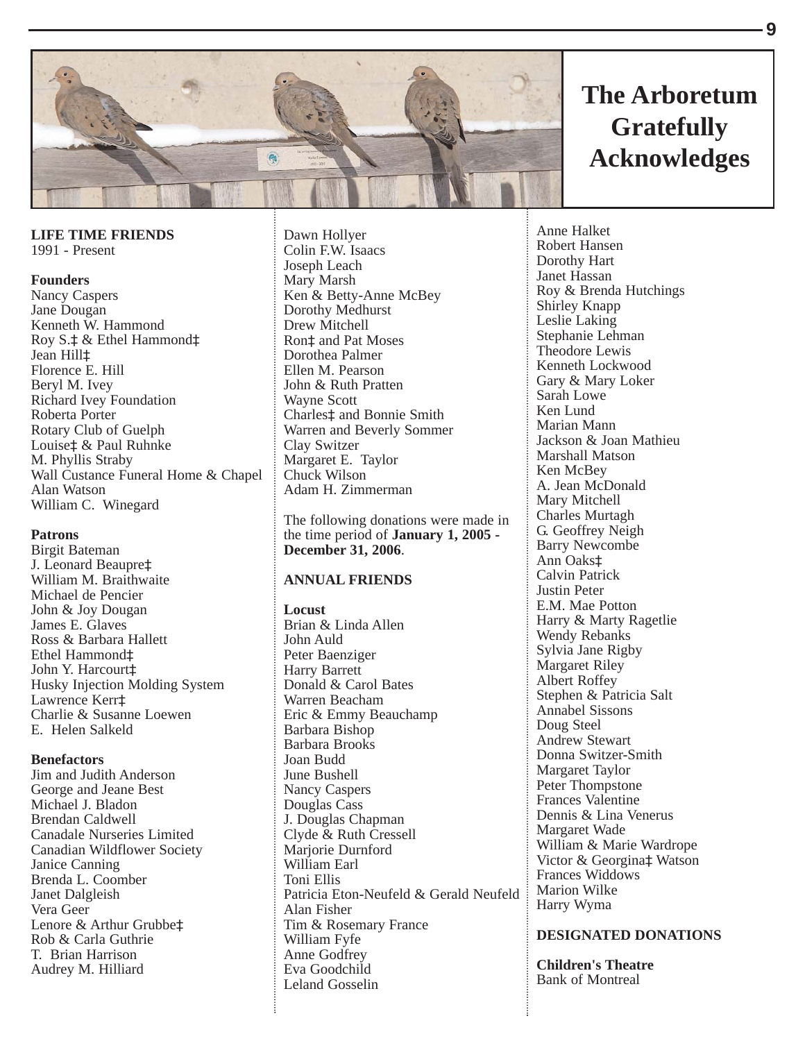# The Arboretum Gratefully Acknowledges

**LIFE TIME FRIENDS**
1991 - Present

**Founders**
Nancy Caspers
Jane Dougan
Kenneth W. Hammond
Roy S.‡ & Ethel Hammond‡
Jean Hill‡
Florence E. Hill
Beryl M. Ivey
Richard Ivey Foundation
Roberta Porter
Rotary Club of Guelph
Louise‡ & Paul Ruhnke
M. Phyllis Straby
Wall Custance Funeral Home & Chapel
Alan Watson
William C. Winegard

**Patrons**
Birgit Bateman
J. Leonard Beaupre‡
William M. Braithwaite
Michael de Pencier
John & Joy Dougan
James E. Glaves
Ross & Barbara Hallett
Ethel Hammond‡
John Y. Harcourt‡
Husky Injection Molding System
Lawrence Kerr‡
Charlie & Susanne Loewen
E. Helen Salkeld

**Benefactors**
Jim and Judith Anderson
George and Jeane Best
Michael J. Bladon
Brendan Caldwell
Canadale Nurseries Limited
Canadian Wildflower Society
Janice Canning
Brenda L. Coomber
Janet Dalgleish
Vera Geer
Lenore & Arthur Grubbe‡
Rob & Carla Guthrie
T. Brian Harrison
Audrey M. Hilliard
Dawn Hollyer
Colin F.W. Isaacs
Joseph Leach
Mary Marsh
Ken & Betty-Anne McBey
Dorothy Medhurst
Drew Mitchell
Ron‡ and Pat Moses
Dorothea Palmer
Ellen M. Pearson
John & Ruth Pratten
Wayne Scott
Charles‡ and Bonnie Smith
Warren and Beverly Sommer
Clay Switzer
Margaret E. Taylor
Chuck Wilson
Adam H. Zimmerman

The following donations were made in the time period of **January 1, 2005 - December 31, 2006**.

**ANNUAL FRIENDS**

**Locust**
Brian & Linda Allen
John Auld
Peter Baenziger
Harry Barrett
Donald & Carol Bates
Warren Beacham
Eric & Emmy Beauchamp
Barbara Bishop
Barbara Brooks
Joan Budd
June Bushell
Nancy Caspers
Douglas Cass
J. Douglas Chapman
Clyde & Ruth Cressell
Marjorie Durnford
William Earl
Toni Ellis
Patricia Eton-Neufeld & Gerald Neufeld
Alan Fisher
Tim & Rosemary France
William Fyfe
Anne Godfrey
Eva Goodchild
Leland Gosselin
Anne Halket
Robert Hansen
Dorothy Hart
Janet Hassan
Roy & Brenda Hutchings
Shirley Knapp
Leslie Laking
Stephanie Lehman
Theodore Lewis
Kenneth Lockwood
Gary & Mary Loker
Sarah Lowe
Ken Lund
Marian Mann
Jackson & Joan Mathieu
Marshall Matson
Ken McBey
A. Jean McDonald
Mary Mitchell
Charles Murtagh
G. Geoffrey Neigh
Barry Newcombe
Ann Oaks‡
Calvin Patrick
Justin Peter
E.M. Mae Potton
Harry & Marty Ragetlie
Wendy Rebanks
Sylvia Jane Rigby
Margaret Riley
Albert Roffey
Stephen & Patricia Salt
Annabel Sissons
Doug Steel
Andrew Stewart
Donna Switzer-Smith
Margaret Taylor
Peter Thompstone
Frances Valentine
Dennis & Lina Venerus
Margaret Wade
William & Marie Wardrope
Victor & Georgina‡ Watson
Frances Widdows
Marion Wilke
Harry Wyma

**DESIGNATED DONATIONS**

**Children's Theatre**
Bank of Montreal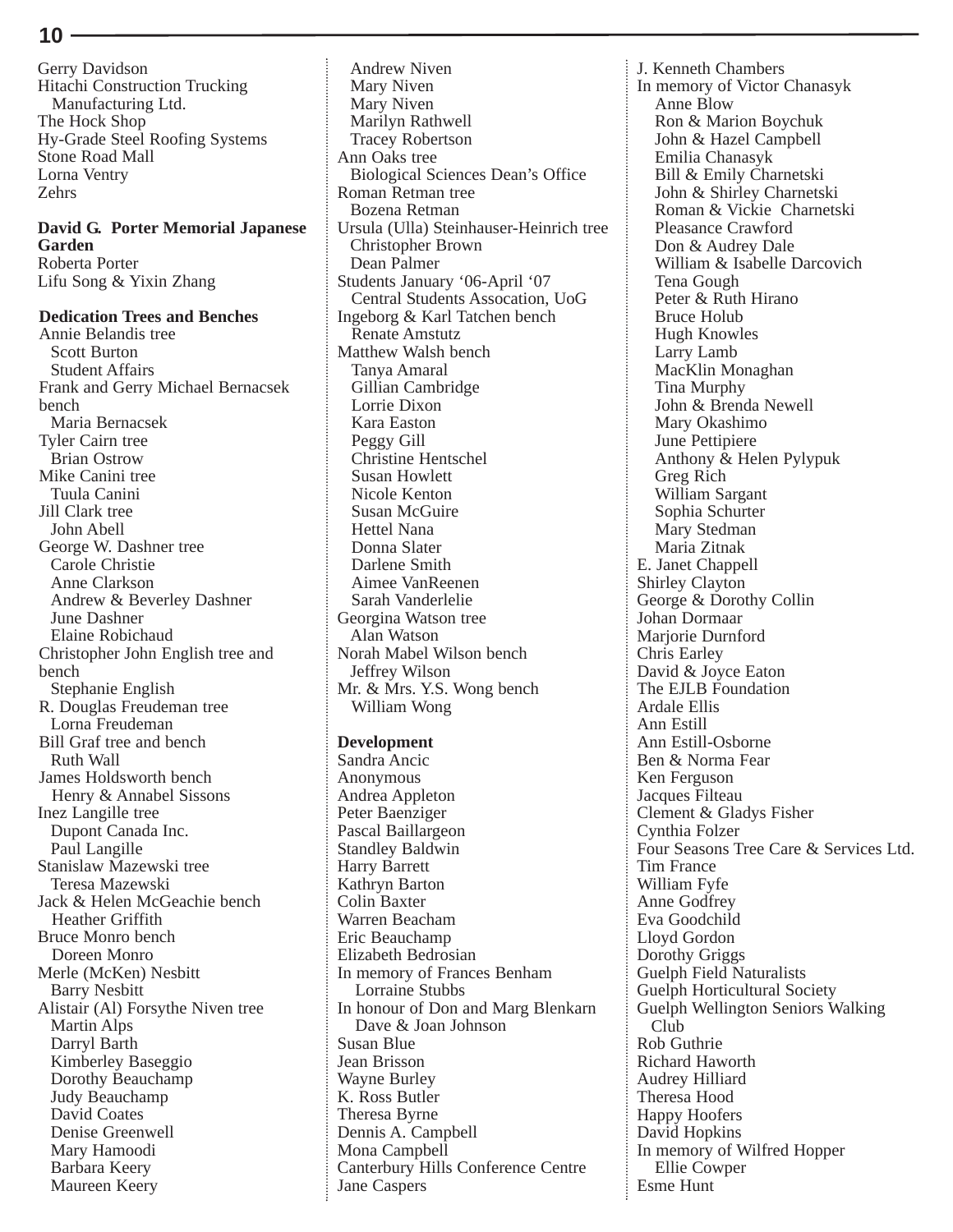Gerry Davidson
Hitachi Construction Trucking Manufacturing Ltd.
The Hock Shop
Hy-Grade Steel Roofing Systems
Stone Road Mall
Lorna Ventry
Zehrs

**David G. Porter Memorial Japanese Garden**
Roberta Porter
Lifu Song & Yixin Zhang

**Dedication Trees and Benches**
Annie Belandis tree
- Scott Burton
- Student Affairs

Frank and Gerry Michael Bernacsek bench
- Maria Bernacsek

Tyler Cairn tree
- Brian Ostrow

Mike Canini tree
- Tuula Canini

Jill Clark tree
- John Abell

George W. Dashner tree
- Carole Christie
- Anne Clarkson
- Andrew & Beverley Dashner
- June Dashner
- Elaine Robichaud

Christopher John English tree and bench
- Stephanie English

R. Douglas Freudeman tree
- Lorna Freudeman

Bill Graf tree and bench
- Ruth Wall

James Holdsworth bench
- Henry & Annabel Sissons

Inez Langille tree
- Dupont Canada Inc.
- Paul Langille

Stanislaw Mazewski tree
- Teresa Mazewski

Jack & Helen McGeachie bench
- Heather Griffith

Bruce Monro bench
- Doreen Monro

Merle (McKen) Nesbitt
- Barry Nesbitt

Alistair (Al) Forsythe Niven tree
- Martin Alps
- Darryl Barth
- Kimberley Baseggio
- Dorothy Beauchamp
- Judy Beauchamp
- David Coates
- Denise Greenwell
- Mary Hamoodi
- Barbara Keery
- Maureen Keery
- Andrew Niven
- Mary Niven
- Mary Niven
- Marilyn Rathwell
- Tracey Robertson

Ann Oaks tree
- Biological Sciences Dean's Office

Roman Retman tree
- Bozena Retman

Ursula (Ulla) Steinhauser-Heinrich tree
- Christopher Brown
- Dean Palmer

Students January '06-April '07
- Central Students Assocation, UoG

Ingeborg & Karl Tatchen bench
- Renate Amstutz

Matthew Walsh bench
- Tanya Amaral
- Gillian Cambridge
- Lorrie Dixon
- Kara Easton
- Peggy Gill
- Christine Hentschel
- Susan Howlett
- Nicole Kenton
- Susan McGuire
- Hettel Nana
- Donna Slater
- Darlene Smith
- Aimee VanReenen
- Sarah Vanderlelie

Georgina Watson tree
- Alan Watson

Norah Mabel Wilson bench
- Jeffrey Wilson

Mr. & Mrs. Y.S. Wong bench
- William Wong

**Development**
Sandra Ancic
Anonymous
Andrea Appleton
Peter Baenziger
Pascal Baillargeon
Standley Baldwin
Harry Barrett
Kathryn Barton
Colin Baxter
Warren Beacham
Eric Beauchamp
Elizabeth Bedrosian
In memory of Frances Benham
- Lorraine Stubbs

In honour of Don and Marg Blenkarn
- Dave & Joan Johnson

Susan Blue
Jean Brisson
Wayne Burley
K. Ross Butler
Theresa Byrne
Dennis A. Campbell
Mona Campbell
Canterbury Hills Conference Centre
Jane Caspers
J. Kenneth Chambers
In memory of Victor Chanasyk
- Anne Blow
- Ron & Marion Boychuk
- John & Hazel Campbell
- Emilia Chanasyk
- Bill & Emily Charnetski
- John & Shirley Charnetski
- Roman & Vickie Charnetski
- Pleasance Crawford
- Don & Audrey Dale
- William & Isabelle Darcovich
- Tena Gough
- Peter & Ruth Hirano
- Bruce Holub
- Hugh Knowles
- Larry Lamb
- MacKlin Monaghan
- Tina Murphy
- John & Brenda Newell
- Mary Okashimo
- June Pettipiere
- Anthony & Helen Pylypuk
- Greg Rich
- William Sargant
- Sophia Schurter
- Mary Stedman
- Maria Zitnak

E. Janet Chappell
Shirley Clayton
George & Dorothy Collin
Johan Dormaar
Marjorie Durnford
Chris Earley
David & Joyce Eaton
The EJLB Foundation
Ardale Ellis
Ann Estill
Ann Estill-Osborne
Ben & Norma Fear
Ken Ferguson
Jacques Filteau
Clement & Gladys Fisher
Cynthia Folzer
Four Seasons Tree Care & Services Ltd.
Tim France
William Fyfe
Anne Godfrey
Eva Goodchild
Lloyd Gordon
Dorothy Griggs
Guelph Field Naturalists
Guelph Horticultural Society
Guelph Wellington Seniors Walking Club
Rob Guthrie
Richard Haworth
Audrey Hilliard
Theresa Hood
Happy Hoofers
David Hopkins
In memory of Wilfred Hopper
- Ellie Cowper

Esme Hunt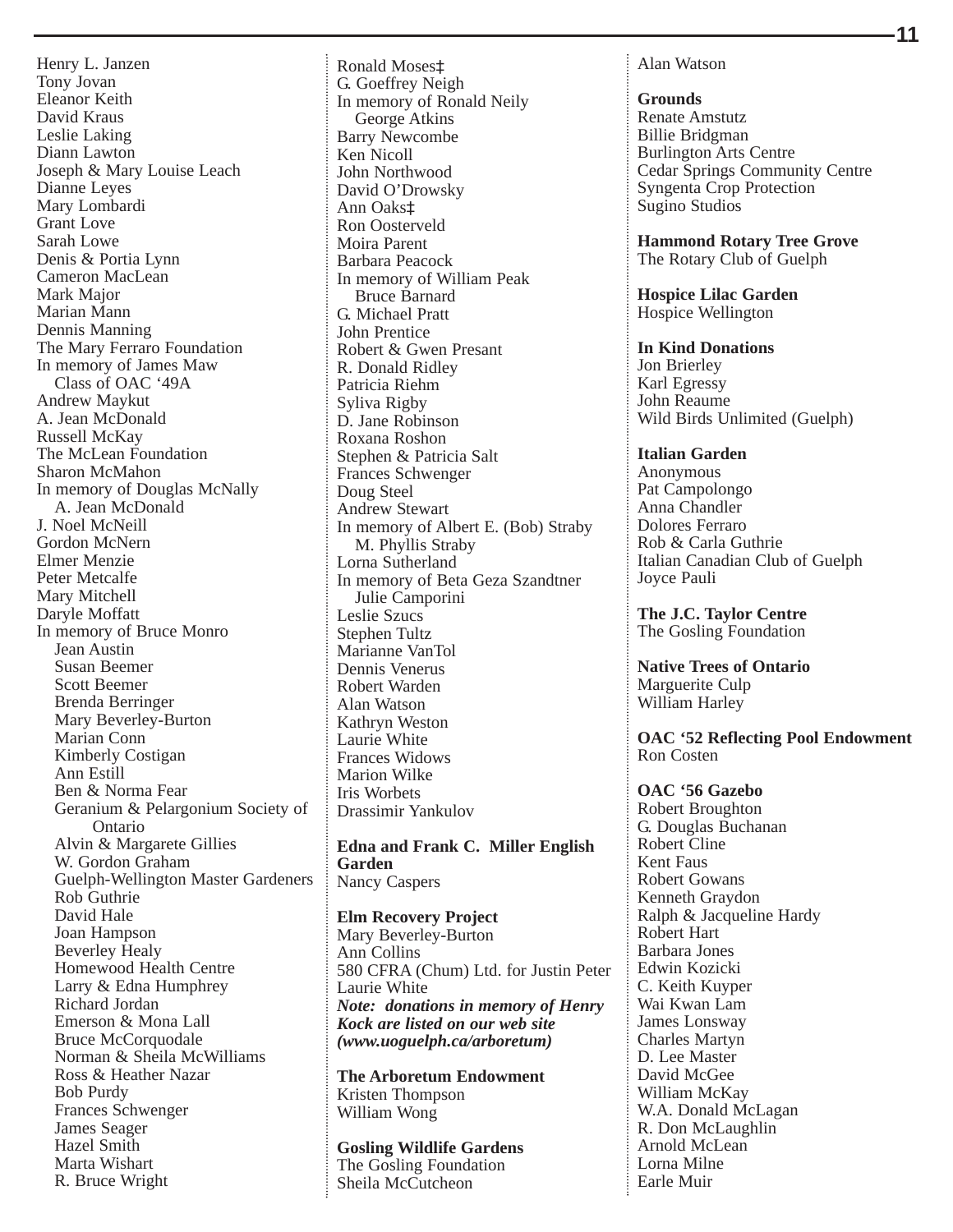Henry L. Janzen
Tony Jovan
Eleanor Keith
David Kraus
Leslie Laking
Diann Lawton
Joseph & Mary Louise Leach
Dianne Leyes
Mary Lombardi
Grant Love
Sarah Lowe
Denis & Portia Lynn
Cameron MacLean
Mark Major
Marian Mann
Dennis Manning
The Mary Ferraro Foundation
In memory of James Maw
    Class of OAC '49A
Andrew Maykut
A. Jean McDonald
Russell McKay
The McLean Foundation
Sharon McMahon
In memory of Douglas McNally
    A. Jean McDonald
J. Noel McNeill
Gordon McNern
Elmer Menzie
Peter Metcalfe
Mary Mitchell
Daryle Moffatt
In memory of Bruce Monro
    Jean Austin
    Susan Beemer
    Scott Beemer
    Brenda Berringer
    Mary Beverley-Burton
    Marian Conn
    Kimberly Costigan
    Ann Estill
    Ben & Norma Fear
    Geranium & Pelargonium Society of Ontario
    Alvin & Margarete Gillies
    W. Gordon Graham
    Guelph-Wellington Master Gardeners
    Rob Guthrie
    David Hale
    Joan Hampson
    Beverley Healy
    Homewood Health Centre
    Larry & Edna Humphrey
    Richard Jordan
    Emerson & Mona Lall
    Bruce McCorquodale
    Norman & Sheila McWilliams
    Ross & Heather Nazar
    Bob Purdy
    Frances Schwenger
    James Seager
    Hazel Smith
    Marta Wishart
    R. Bruce Wright

Ronald Moses‡
G. Goeffrey Neigh
In memory of Ronald Neily
    George Atkins
Barry Newcombe
Ken Nicoll
John Northwood
David O'Drowsky
Ann Oaks‡
Ron Oosterveld
Moira Parent
Barbara Peacock
In memory of William Peak
    Bruce Barnard
G. Michael Pratt
John Prentice
Robert & Gwen Presant
R. Donald Ridley
Patricia Riehm
Syliva Rigby
D. Jane Robinson
Roxana Roshon
Stephen & Patricia Salt
Frances Schwenger
Doug Steel
Andrew Stewart
In memory of Albert E. (Bob) Straby
    M. Phyllis Straby
Lorna Sutherland
In memory of Beta Geza Szandtner
    Julie Camporini
Leslie Szucs
Stephen Tultz
Marianne VanTol
Dennis Venerus
Robert Warden
Alan Watson
Kathryn Weston
Laurie White
Frances Widows
Marion Wilke
Iris Worbets
Drassimir Yankulov

**Edna and Frank C. Miller English Garden**
Nancy Caspers

**Elm Recovery Project**
Mary Beverley-Burton
Ann Collins
580 CFRA (Chum) Ltd. for Justin Peter
Laurie White
***Note: donations in memory of Henry Kock are listed on our web site (www.uoguelph.ca/arboretum)***

**The Arboretum Endowment**
Kristen Thompson
William Wong

**Gosling Wildlife Gardens**
The Gosling Foundation
Sheila McCutcheon
Alan Watson

**Grounds**
Renate Amstutz
Billie Bridgman
Burlington Arts Centre
Cedar Springs Community Centre
Syngenta Crop Protection
Sugino Studios

**Hammond Rotary Tree Grove**
The Rotary Club of Guelph

**Hospice Lilac Garden**
Hospice Wellington

**In Kind Donations**
Jon Brierley
Karl Egressy
John Reaume
Wild Birds Unlimited (Guelph)

**Italian Garden**
Anonymous
Pat Campolongo
Anna Chandler
Dolores Ferraro
Rob & Carla Guthrie
Italian Canadian Club of Guelph
Joyce Pauli

**The J.C. Taylor Centre**
The Gosling Foundation

**Native Trees of Ontario**
Marguerite Culp
William Harley

**OAC '52 Reflecting Pool Endowment**
Ron Costen

**OAC '56 Gazebo**
Robert Broughton
G. Douglas Buchanan
Robert Cline
Kent Faus
Robert Gowans
Kenneth Graydon
Ralph & Jacqueline Hardy
Robert Hart
Barbara Jones
Edwin Kozicki
C. Keith Kuyper
Wai Kwan Lam
James Lonsway
Charles Martyn
D. Lee Master
David McGee
William McKay
W.A. Donald McLagan
R. Don McLaughlin
Arnold McLean
Lorna Milne
Earle Muir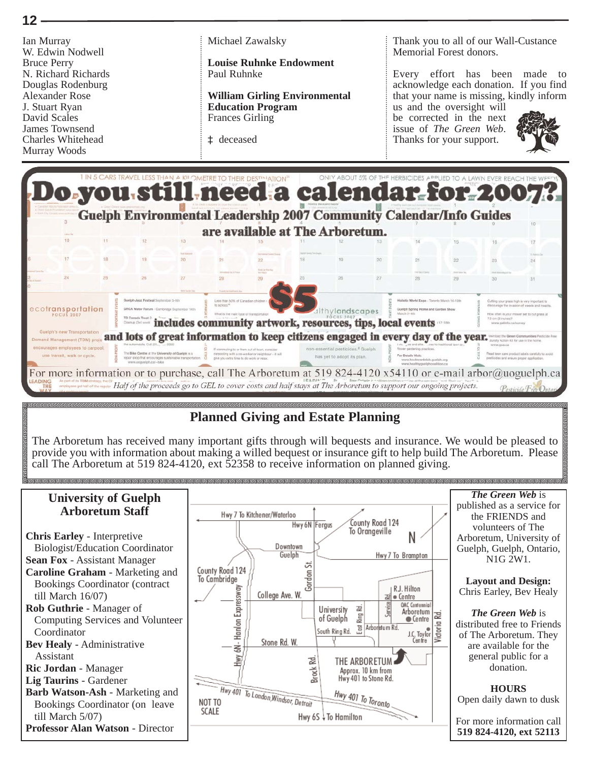Ian Murray
W. Edwin Nodwell
Bruce Perry
N. Richard Richards
Douglas Rodenburg
Alexander Rose
J. Stuart Ryan
David Scales
James Townsend
Charles Whitehead
Murray Woods

Michael Zawalsky

**Louise Ruhnke Endowment**
Paul Ruhnke

**William Girling Environmental Education Program**
Frances Girling

‡ deceased

Thank you to all of our Wall-Custance Memorial Forest donors.

Every effort has been made to acknowledge each donation. If you find that your name is missing, kindly inform us and the oversight will be corrected in the next issue of *The Green Web*. Thanks for your support.

# Do you still need a calendar for 2007?

**Guelph Environmental Leadership 2007 Community Calendar/Info Guides are available at The Arboretum.**

**$5 includes community artwork, resources, tips, local events and lots of great information to keep citizens engaged in every day of the year.**

For more information or to purchase, call The Arboretum at 519 824-4120 x54110 or e-mail arbor@uoguelph.ca

*Half of the proceeds go to GEL to cover costs and half stays at The Arboretum to support our ongoing projects.*

## Planned Giving and Estate Planning

The Arboretum has received many important gifts through will bequests and insurance. We would be pleased to provide you with information about making a willed bequest or insurance gift to help build The Arboretum. Please call The Arboretum at 519 824-4120, ext 52358 to receive information on planned giving.

## University of Guelph Arboretum Staff

**Chris Earley** - Interpretive Biologist/Education Coordinator
**Sean Fox** - Assistant Manager
**Caroline Graham** - Marketing and Bookings Coordinator (contract till March 16/07)
**Rob Guthrie** - Manager of Computing Services and Volunteer Coordinator
**Bev Healy** - Administrative Assistant
**Ric Jordan** - Manager
**Lig Taurins** - Gardener
**Barb Watson-Ash** - Marketing and Bookings Coordinator (on leave till March 5/07)
**Professor Alan Watson** - Director

Hwy 7 To Kitchener/Waterloo
Hwy 6N Fergus
County Road 124 To Orangeville
N
Downtown Guelph
Hwy 7 To Brampton
County Road 124 To Cambridge
Gordon St.
College Ave. W.
R.J. Hilton Centre
Service Rd
OAC Centennial Arboretum Centre
University of Guelph
East Ring Rd.
South Ring Rd.
Arboretum Rd.
J.C. Taylor Centre
Victoria Rd.
Hwy 6N - Hanlon Expressway
Stone Rd. W.
Brock Rd.
THE ARBORETUM
Approx. 10 km from Hwy 401 to Stone Rd.
Hwy 401 To London, Windsor, Detroit
Hwy 401 To Toronto
NOT TO SCALE
Hwy 6S To Hamilton

*The Green Web* is published as a service for the FRIENDS and volunteers of The Arboretum, University of Guelph, Guelph, Ontario, N1G 2W1.

**Layout and Design:**
Chris Earley, Bev Healy

*The Green Web* is distributed free to Friends of The Arboretum. They are available for the general public for a donation.

**HOURS**
Open daily dawn to dusk

For more information call
**519 824-4120, ext 52113**